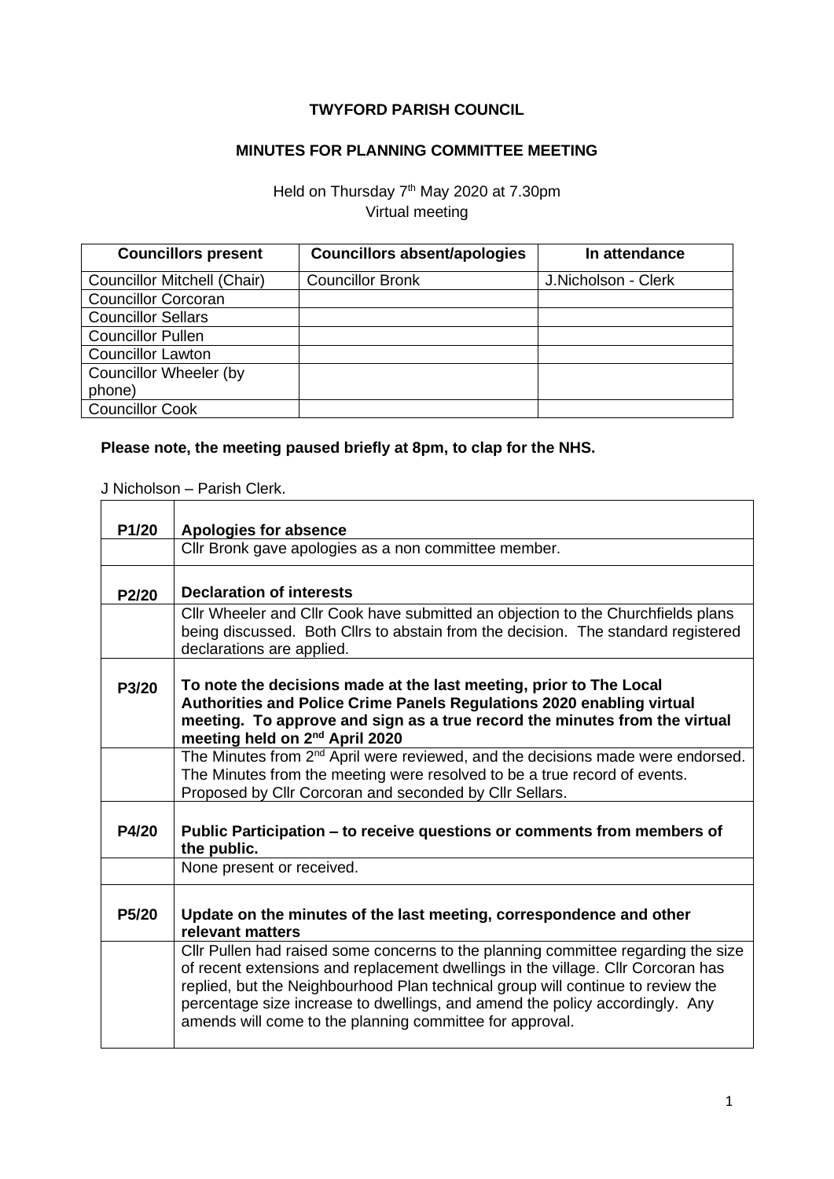# TWYFORD PARISH COUNCIL

## MINUTES FOR PLANNING COMMITTEE MEETING

Held on Thursday 7th May 2020 at 7.30pm
Virtual meeting

| Councillors present | Councillors absent/apologies | In attendance |
|---|---|---|
| Councillor Mitchell (Chair) | Councillor Bronk | J.Nicholson - Clerk |
| Councillor Corcoran | | |
| Councillor Sellars | | |
| Councillor Pullen | | |
| Councillor Lawton | | |
| Councillor Wheeler (by phone) | | |
| Councillor Cook | | |

**Please note, the meeting paused briefly at 8pm, to clap for the NHS.**

J Nicholson – Parish Clerk.

| | |
|---|---|
| **P1/20** | **Apologies for absence** |
| | Cllr Bronk gave apologies as a non committee member. |
| **P2/20** | **Declaration of interests** |
| | Cllr Wheeler and Cllr Cook have submitted an objection to the Churchfields plans being discussed. Both Cllrs to abstain from the decision. The standard registered declarations are applied. |
| **P3/20** | **To note the decisions made at the last meeting, prior to The Local Authorities and Police Crime Panels Regulations 2020 enabling virtual meeting. To approve and sign as a true record the minutes from the virtual meeting held on 2nd April 2020** |
| | The Minutes from 2nd April were reviewed, and the decisions made were endorsed. The Minutes from the meeting were resolved to be a true record of events. Proposed by Cllr Corcoran and seconded by Cllr Sellars. |
| **P4/20** | **Public Participation – to receive questions or comments from members of the public.** |
| | None present or received. |
| **P5/20** | **Update on the minutes of the last meeting, correspondence and other relevant matters** |
| | Cllr Pullen had raised some concerns to the planning committee regarding the size of recent extensions and replacement dwellings in the village. Cllr Corcoran has replied, but the Neighbourhood Plan technical group will continue to review the percentage size increase to dwellings, and amend the policy accordingly. Any amends will come to the planning committee for approval. |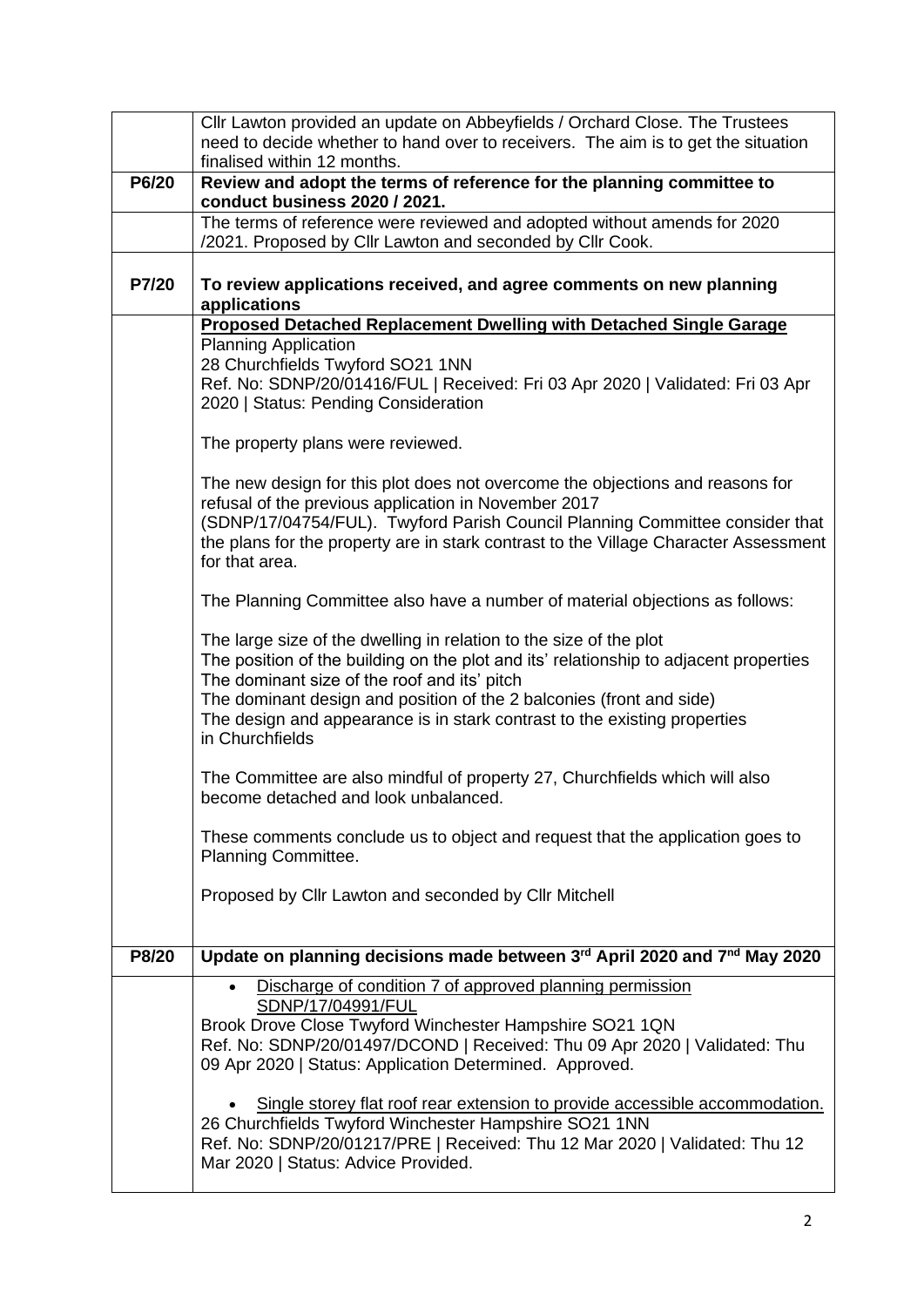| | |
|---|---|
| | Cllr Lawton provided an update on Abbeyfields / Orchard Close. The Trustees need to decide whether to hand over to receivers. The aim is to get the situation finalised within 12 months. |
| **P6/20** | **Review and adopt the terms of reference for the planning committee to conduct business 2020 / 2021.** |
| | The terms of reference were reviewed and adopted without amends for 2020 /2021. Proposed by Cllr Lawton and seconded by Cllr Cook. |
| **P7/20** | **To review applications received, and agree comments on new planning applications** |
| | **Proposed Detached Replacement Dwelling with Detached Single Garage**<br>Planning Application<br>28 Churchfields Twyford SO21 1NN<br>Ref. No: SDNP/20/01416/FUL \| Received: Fri 03 Apr 2020 \| Validated: Fri 03 Apr 2020 \| Status: Pending Consideration<br><br>The property plans were reviewed.<br><br>The new design for this plot does not overcome the objections and reasons for refusal of the previous application in November 2017 (SDNP/17/04754/FUL). Twyford Parish Council Planning Committee consider that the plans for the property are in stark contrast to the Village Character Assessment for that area.<br><br>The Planning Committee also have a number of material objections as follows:<br><br>The large size of the dwelling in relation to the size of the plot<br>The position of the building on the plot and its' relationship to adjacent properties<br>The dominant size of the roof and its' pitch<br>The dominant design and position of the 2 balconies (front and side)<br>The design and appearance is in stark contrast to the existing properties in Churchfields<br><br>The Committee are also mindful of property 27, Churchfields which will also become detached and look unbalanced.<br><br>These comments conclude us to object and request that the application goes to Planning Committee.<br><br>Proposed by Cllr Lawton and seconded by Cllr Mitchell |
| **P8/20** | **Update on planning decisions made between 3rd April 2020 and 7nd May 2020** |
| | • Discharge of condition 7 of approved planning permission SDNP/17/04991/FUL<br>Brook Drove Close Twyford Winchester Hampshire SO21 1QN<br>Ref. No: SDNP/20/01497/DCOND \| Received: Thu 09 Apr 2020 \| Validated: Thu 09 Apr 2020 \| Status: Application Determined. Approved.<br><br>• Single storey flat roof rear extension to provide accessible accommodation.<br>26 Churchfields Twyford Winchester Hampshire SO21 1NN<br>Ref. No: SDNP/20/01217/PRE \| Received: Thu 12 Mar 2020 \| Validated: Thu 12 Mar 2020 \| Status: Advice Provided. |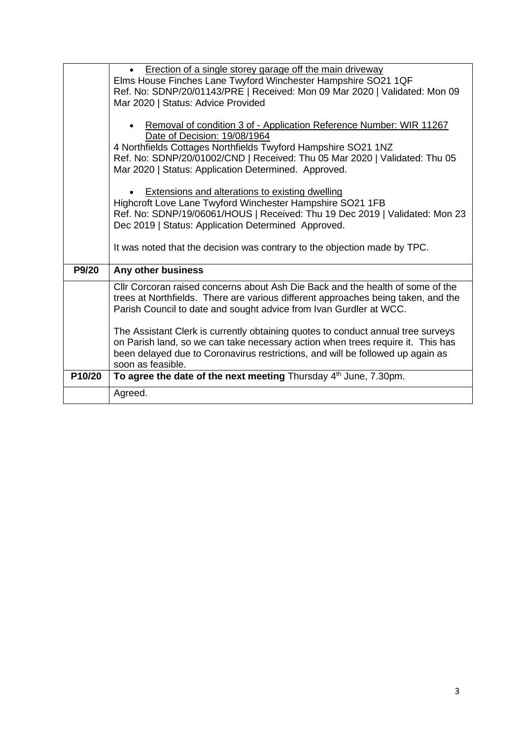| | |
|---|---|
| | • <u>Erection of a single storey garage off the main driveway</u><br>Elms House Finches Lane Twyford Winchester Hampshire SO21 1QF<br>Ref. No: SDNP/20/01143/PRE \| Received: Mon 09 Mar 2020 \| Validated: Mon 09 Mar 2020 \| Status: Advice Provided<br><br>• <u>Removal of condition 3 of - Application Reference Number: WIR 11267 Date of Decision: 19/08/1964</u><br>4 Northfields Cottages Northfields Twyford Hampshire SO21 1NZ<br>Ref. No: SDNP/20/01002/CND \| Received: Thu 05 Mar 2020 \| Validated: Thu 05 Mar 2020 \| Status: Application Determined. Approved.<br><br>• <u>Extensions and alterations to existing dwelling</u><br>Highcroft Love Lane Twyford Winchester Hampshire SO21 1FB<br>Ref. No: SDNP/19/06061/HOUS \| Received: Thu 19 Dec 2019 \| Validated: Mon 23 Dec 2019 \| Status: Application Determined Approved.<br><br>It was noted that the decision was contrary to the objection made by TPC. |
| **P9/20** | **Any other business** |
| | Cllr Corcoran raised concerns about Ash Die Back and the health of some of the trees at Northfields. There are various different approaches being taken, and the Parish Council to date and sought advice from Ivan Gurdler at WCC.<br><br>The Assistant Clerk is currently obtaining quotes to conduct annual tree surveys on Parish land, so we can take necessary action when trees require it. This has been delayed due to Coronavirus restrictions, and will be followed up again as soon as feasible. |
| **P10/20** | **To agree the date of the next meeting** Thursday 4th June, 7.30pm. |
| | Agreed. |